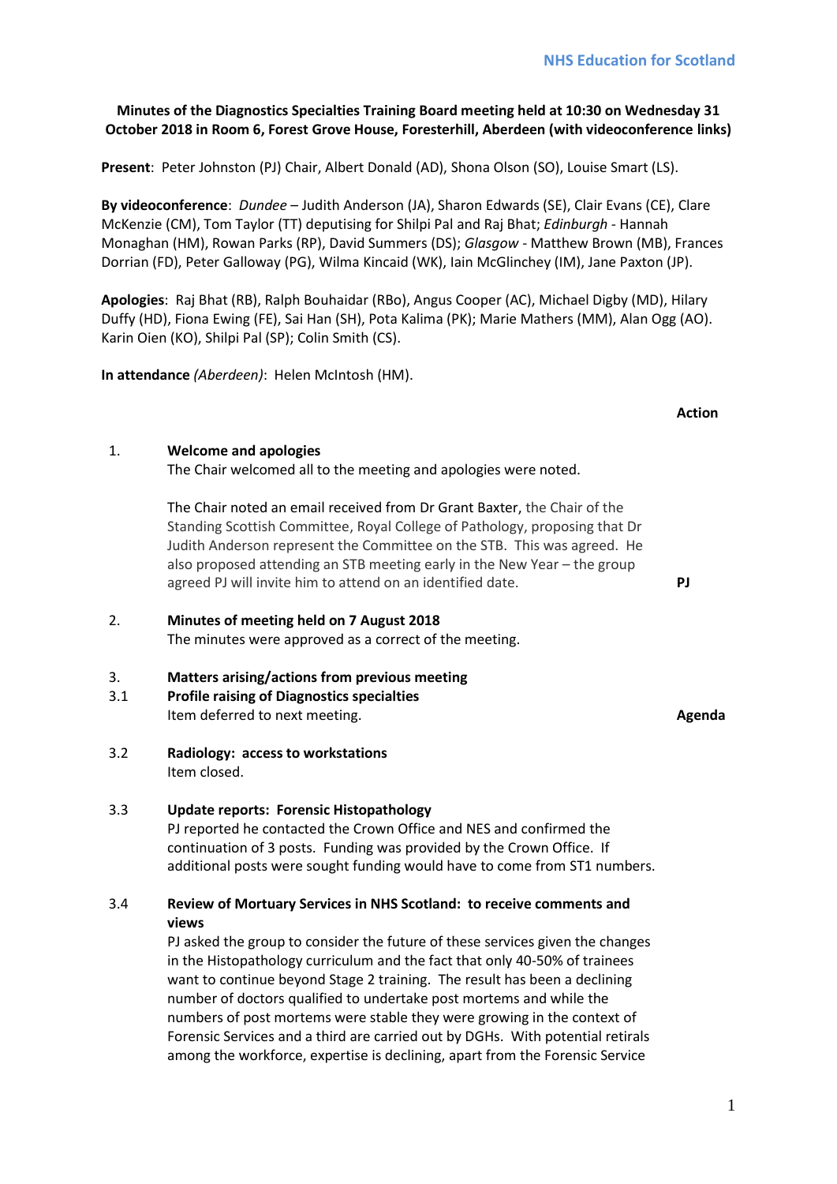NHS Education for Scotland

**Minutes of the Diagnostics Specialties Training Board meeting held at 10:30 on Wednesday 31 October 2018 in Room 6, Forest Grove House, Foresterhill, Aberdeen (with videoconference links)**

**Present**: Peter Johnston (PJ) Chair, Albert Donald (AD), Shona Olson (SO), Louise Smart (LS).

**By videoconference**: *Dundee* – Judith Anderson (JA), Sharon Edwards (SE), Clair Evans (CE), Clare McKenzie (CM), Tom Taylor (TT) deputising for Shilpi Pal and Raj Bhat; *Edinburgh* - Hannah Monaghan (HM), Rowan Parks (RP), David Summers (DS); *Glasgow* - Matthew Brown (MB), Frances Dorrian (FD), Peter Galloway (PG), Wilma Kincaid (WK), Iain McGlinchey (IM), Jane Paxton (JP).

**Apologies**: Raj Bhat (RB), Ralph Bouhaidar (RBo), Angus Cooper (AC), Michael Digby (MD), Hilary Duffy (HD), Fiona Ewing (FE), Sai Han (SH), Pota Kalima (PK); Marie Mathers (MM), Alan Ogg (AO). Karin Oien (KO), Shilpi Pal (SP); Colin Smith (CS).

**In attendance** *(Aberdeen)*: Helen McIntosh (HM).

| | | **Action** |
|---|---|---|
| 1. | **Welcome and apologies**<br>The Chair welcomed all to the meeting and apologies were noted.<br><br>The Chair noted an email received from Dr Grant Baxter, the Chair of the Standing Scottish Committee, Royal College of Pathology, proposing that Dr Judith Anderson represent the Committee on the STB. This was agreed. He also proposed attending an STB meeting early in the New Year – the group agreed PJ will invite him to attend on an identified date. | **PJ** |
| 2. | **Minutes of meeting held on 7 August 2018**<br>The minutes were approved as a correct of the meeting. | |
| 3. | **Matters arising/actions from previous meeting** | |
| 3.1 | **Profile raising of Diagnostics specialties**<br>Item deferred to next meeting. | **Agenda** |
| 3.2 | **Radiology: access to workstations**<br>Item closed. | |
| 3.3 | **Update reports: Forensic Histopathology**<br>PJ reported he contacted the Crown Office and NES and confirmed the continuation of 3 posts. Funding was provided by the Crown Office. If additional posts were sought funding would have to come from ST1 numbers. | |
| 3.4 | **Review of Mortuary Services in NHS Scotland: to receive comments and views**<br>PJ asked the group to consider the future of these services given the changes in the Histopathology curriculum and the fact that only 40-50% of trainees want to continue beyond Stage 2 training. The result has been a declining number of doctors qualified to undertake post mortems and while the numbers of post mortems were stable they were growing in the context of Forensic Services and a third are carried out by DGHs. With potential retirals among the workforce, expertise is declining, apart from the Forensic Service | |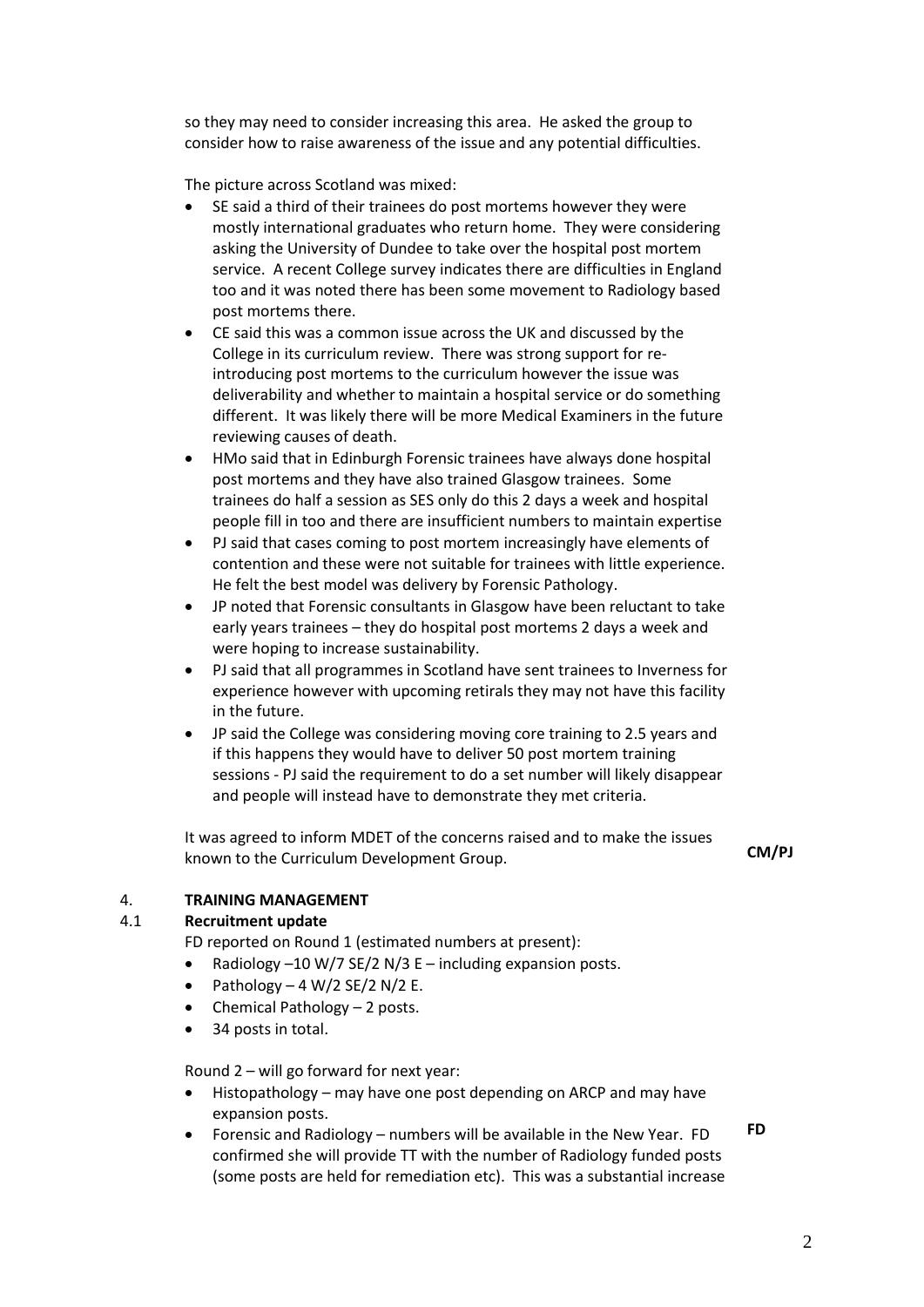so they may need to consider increasing this area. He asked the group to consider how to raise awareness of the issue and any potential difficulties.

The picture across Scotland was mixed:

- SE said a third of their trainees do post mortems however they were mostly international graduates who return home. They were considering asking the University of Dundee to take over the hospital post mortem service. A recent College survey indicates there are difficulties in England too and it was noted there has been some movement to Radiology based post mortems there.
- CE said this was a common issue across the UK and discussed by the College in its curriculum review. There was strong support for re-introducing post mortems to the curriculum however the issue was deliverability and whether to maintain a hospital service or do something different. It was likely there will be more Medical Examiners in the future reviewing causes of death.
- HMo said that in Edinburgh Forensic trainees have always done hospital post mortems and they have also trained Glasgow trainees. Some trainees do half a session as SES only do this 2 days a week and hospital people fill in too and there are insufficient numbers to maintain expertise
- PJ said that cases coming to post mortem increasingly have elements of contention and these were not suitable for trainees with little experience. He felt the best model was delivery by Forensic Pathology.
- JP noted that Forensic consultants in Glasgow have been reluctant to take early years trainees – they do hospital post mortems 2 days a week and were hoping to increase sustainability.
- PJ said that all programmes in Scotland have sent trainees to Inverness for experience however with upcoming retirals they may not have this facility in the future.
- JP said the College was considering moving core training to 2.5 years and if this happens they would have to deliver 50 post mortem training sessions - PJ said the requirement to do a set number will likely disappear and people will instead have to demonstrate they met criteria.

It was agreed to inform MDET of the concerns raised and to make the issues known to the Curriculum Development Group. **CM/PJ**

## 4. TRAINING MANAGEMENT

### 4.1 Recruitment update

FD reported on Round 1 (estimated numbers at present):

- Radiology –10 W/7 SE/2 N/3 E – including expansion posts.
- Pathology – 4 W/2 SE/2 N/2 E.
- Chemical Pathology – 2 posts.
- 34 posts in total.

Round 2 – will go forward for next year:

- Histopathology – may have one post depending on ARCP and may have expansion posts.
- Forensic and Radiology – numbers will be available in the New Year. FD confirmed she will provide TT with the number of Radiology funded posts (some posts are held for remediation etc). This was a substantial increase **FD**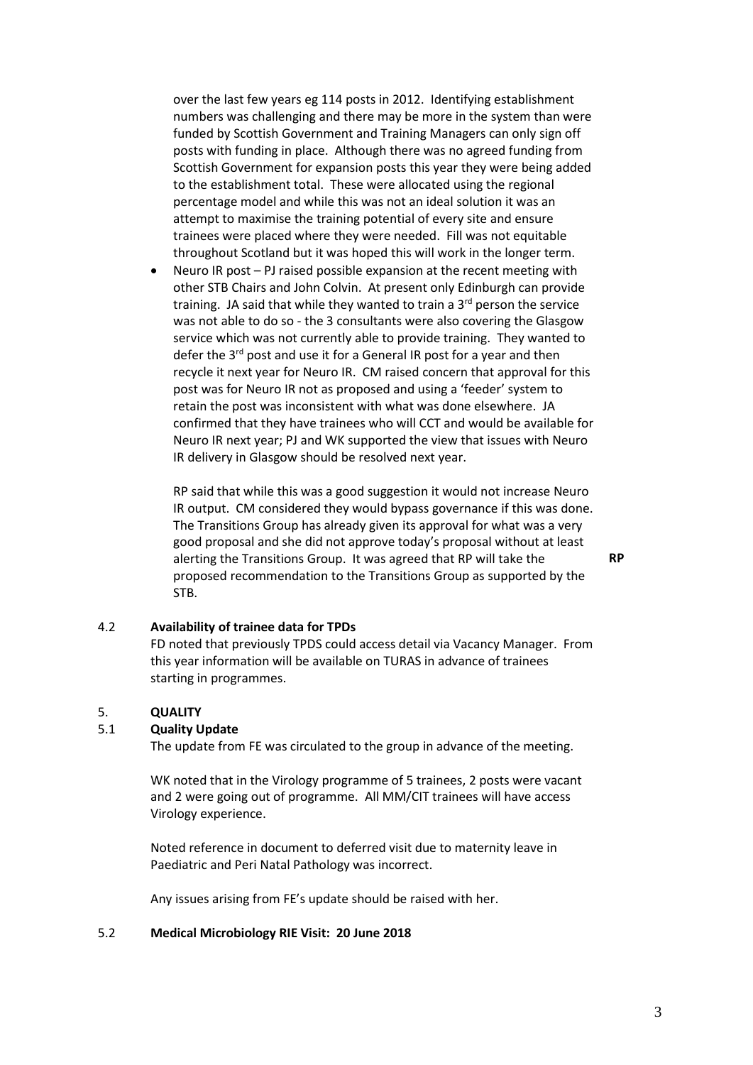over the last few years eg 114 posts in 2012. Identifying establishment numbers was challenging and there may be more in the system than were funded by Scottish Government and Training Managers can only sign off posts with funding in place. Although there was no agreed funding from Scottish Government for expansion posts this year they were being added to the establishment total. These were allocated using the regional percentage model and while this was not an ideal solution it was an attempt to maximise the training potential of every site and ensure trainees were placed where they were needed. Fill was not equitable throughout Scotland but it was hoped this will work in the longer term.

- Neuro IR post – PJ raised possible expansion at the recent meeting with other STB Chairs and John Colvin. At present only Edinburgh can provide training. JA said that while they wanted to train a 3rd person the service was not able to do so - the 3 consultants were also covering the Glasgow service which was not currently able to provide training. They wanted to defer the 3rd post and use it for a General IR post for a year and then recycle it next year for Neuro IR. CM raised concern that approval for this post was for Neuro IR not as proposed and using a 'feeder' system to retain the post was inconsistent with what was done elsewhere. JA confirmed that they have trainees who will CCT and would be available for Neuro IR next year; PJ and WK supported the view that issues with Neuro IR delivery in Glasgow should be resolved next year.

  RP said that while this was a good suggestion it would not increase Neuro IR output. CM considered they would bypass governance if this was done. The Transitions Group has already given its approval for what was a very good proposal and she did not approve today's proposal without at least alerting the Transitions Group. It was agreed that RP will take the proposed recommendation to the Transitions Group as supported by the STB. **RP**

### 4.2 Availability of trainee data for TPDs

FD noted that previously TPDS could access detail via Vacancy Manager. From this year information will be available on TURAS in advance of trainees starting in programmes.

## 5. QUALITY

### 5.1 Quality Update

The update from FE was circulated to the group in advance of the meeting.

WK noted that in the Virology programme of 5 trainees, 2 posts were vacant and 2 were going out of programme. All MM/CIT trainees will have access Virology experience.

Noted reference in document to deferred visit due to maternity leave in Paediatric and Peri Natal Pathology was incorrect.

Any issues arising from FE's update should be raised with her.

### 5.2 Medical Microbiology RIE Visit: 20 June 2018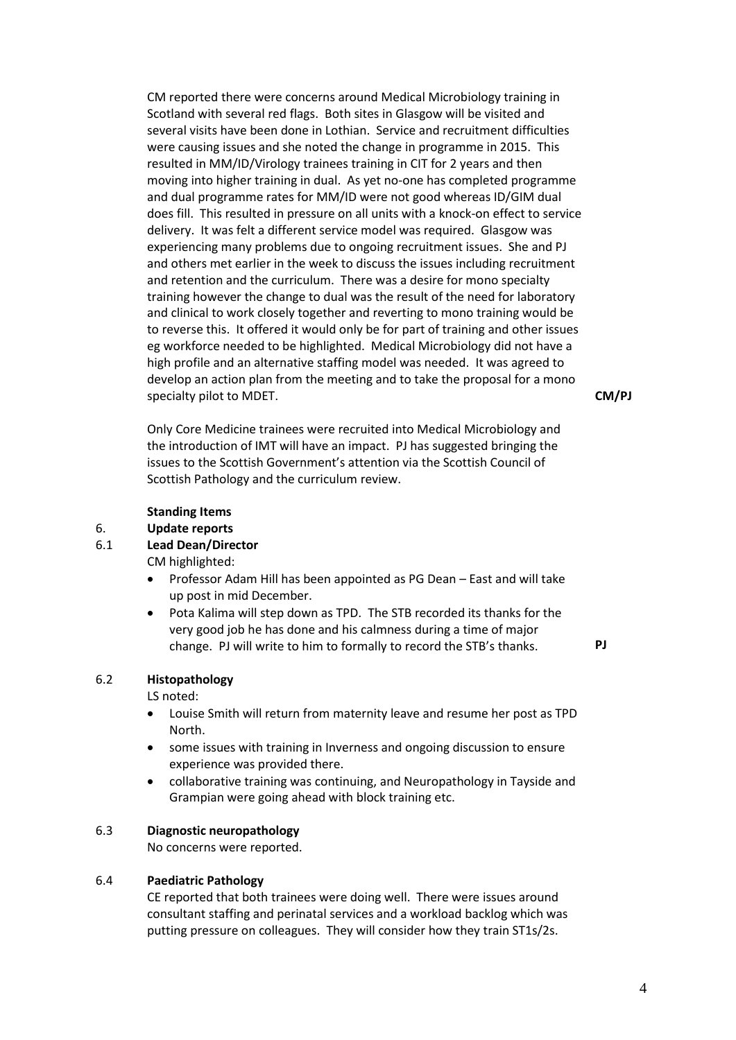CM reported there were concerns around Medical Microbiology training in Scotland with several red flags. Both sites in Glasgow will be visited and several visits have been done in Lothian. Service and recruitment difficulties were causing issues and she noted the change in programme in 2015. This resulted in MM/ID/Virology trainees training in CIT for 2 years and then moving into higher training in dual. As yet no-one has completed programme and dual programme rates for MM/ID were not good whereas ID/GIM dual does fill. This resulted in pressure on all units with a knock-on effect to service delivery. It was felt a different service model was required. Glasgow was experiencing many problems due to ongoing recruitment issues. She and PJ and others met earlier in the week to discuss the issues including recruitment and retention and the curriculum. There was a desire for mono specialty training however the change to dual was the result of the need for laboratory and clinical to work closely together and reverting to mono training would be to reverse this. It offered it would only be for part of training and other issues eg workforce needed to be highlighted. Medical Microbiology did not have a high profile and an alternative staffing model was needed. It was agreed to develop an action plan from the meeting and to take the proposal for a mono specialty pilot to MDET. **CM/PJ**

Only Core Medicine trainees were recruited into Medical Microbiology and the introduction of IMT will have an impact. PJ has suggested bringing the issues to the Scottish Government's attention via the Scottish Council of Scottish Pathology and the curriculum review.

**Standing Items**

**6. Update reports**

**6.1 Lead Dean/Director**

CM highlighted:

- Professor Adam Hill has been appointed as PG Dean – East and will take up post in mid December.
- Pota Kalima will step down as TPD. The STB recorded its thanks for the very good job he has done and his calmness during a time of major change. PJ will write to him to formally to record the STB's thanks. **PJ**

**6.2 Histopathology**

LS noted:

- Louise Smith will return from maternity leave and resume her post as TPD North.
- some issues with training in Inverness and ongoing discussion to ensure experience was provided there.
- collaborative training was continuing, and Neuropathology in Tayside and Grampian were going ahead with block training etc.

**6.3 Diagnostic neuropathology**

No concerns were reported.

**6.4 Paediatric Pathology**

CE reported that both trainees were doing well. There were issues around consultant staffing and perinatal services and a workload backlog which was putting pressure on colleagues. They will consider how they train ST1s/2s.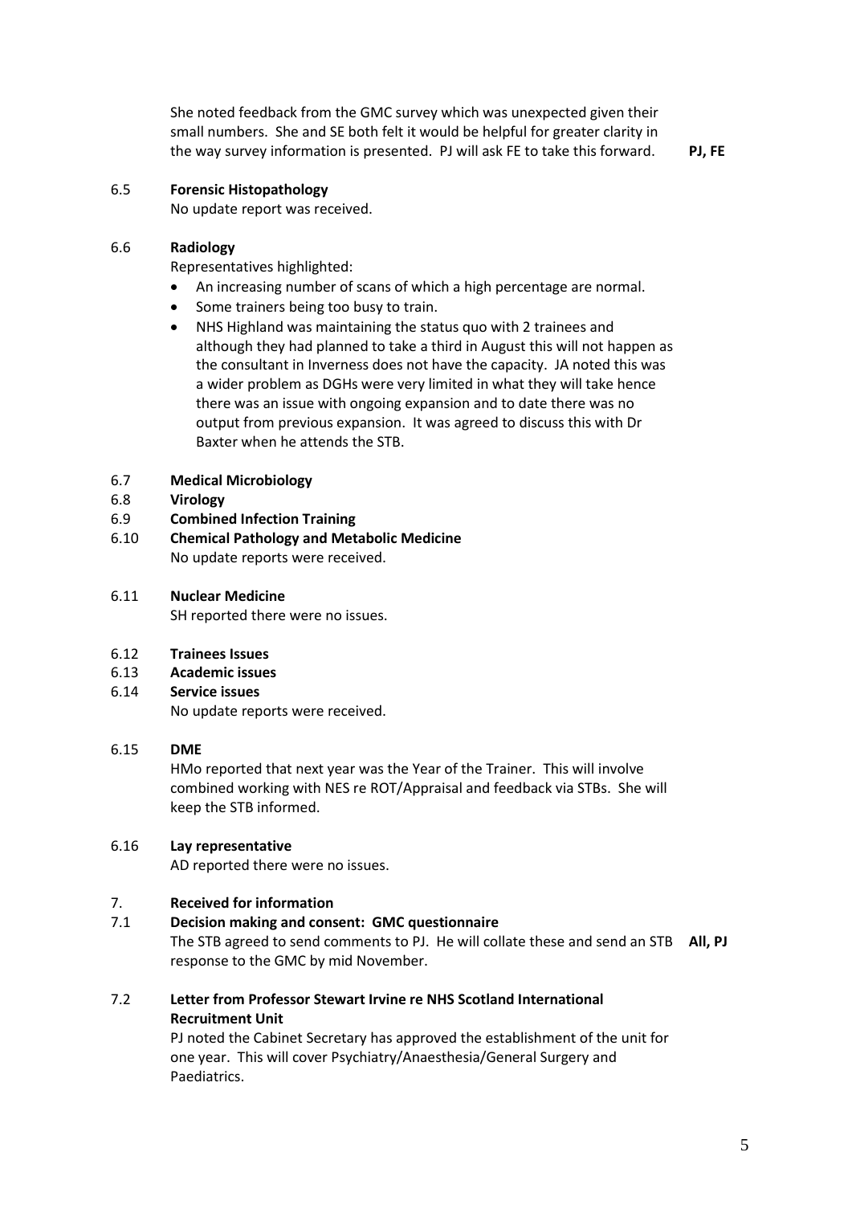She noted feedback from the GMC survey which was unexpected given their small numbers. She and SE both felt it would be helpful for greater clarity in the way survey information is presented. PJ will ask FE to take this forward. **PJ, FE**

6.5 **Forensic Histopathology**
No update report was received.

6.6 **Radiology**
Representatives highlighted:

- An increasing number of scans of which a high percentage are normal.
- Some trainers being too busy to train.
- NHS Highland was maintaining the status quo with 2 trainees and although they had planned to take a third in August this will not happen as the consultant in Inverness does not have the capacity. JA noted this was a wider problem as DGHs were very limited in what they will take hence there was an issue with ongoing expansion and to date there was no output from previous expansion. It was agreed to discuss this with Dr Baxter when he attends the STB.

6.7 **Medical Microbiology**
6.8 **Virology**
6.9 **Combined Infection Training**
6.10 **Chemical Pathology and Metabolic Medicine**
No update reports were received.

6.11 **Nuclear Medicine**
SH reported there were no issues.

6.12 **Trainees Issues**
6.13 **Academic issues**
6.14 **Service issues**
No update reports were received.

6.15 **DME**
HMo reported that next year was the Year of the Trainer. This will involve combined working with NES re ROT/Appraisal and feedback via STBs. She will keep the STB informed.

6.16 **Lay representative**
AD reported there were no issues.

7. **Received for information**

7.1 **Decision making and consent: GMC questionnaire**
The STB agreed to send comments to PJ. He will collate these and send an STB response to the GMC by mid November. **All, PJ**

7.2 **Letter from Professor Stewart Irvine re NHS Scotland International Recruitment Unit**
PJ noted the Cabinet Secretary has approved the establishment of the unit for one year. This will cover Psychiatry/Anaesthesia/General Surgery and Paediatrics.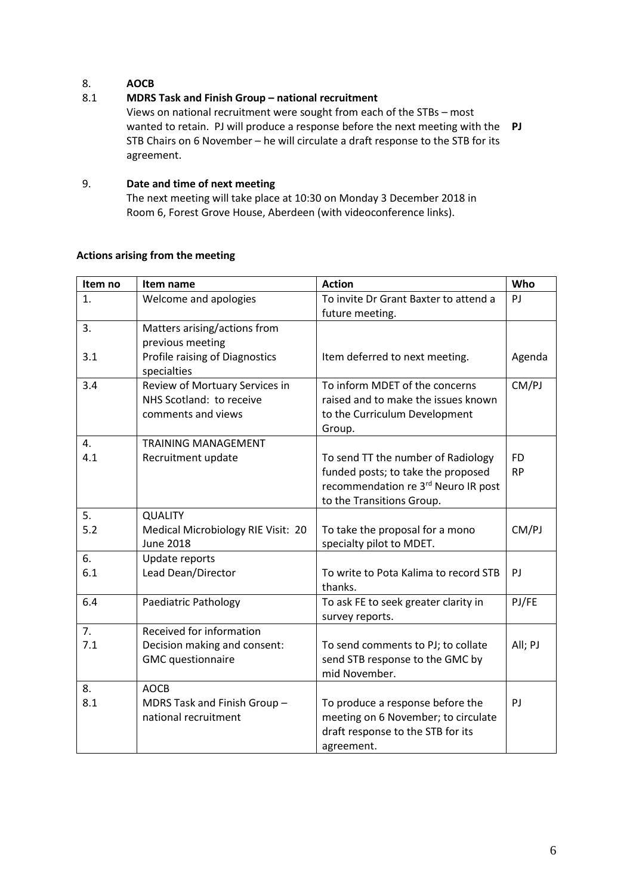## 8. AOCB

### 8.1 MDRS Task and Finish Group – national recruitment

Views on national recruitment were sought from each of the STBs – most wanted to retain. PJ will produce a response before the next meeting with the STB Chairs on 6 November – he will circulate a draft response to the STB for its agreement. **PJ**

## 9. Date and time of next meeting

The next meeting will take place at 10:30 on Monday 3 December 2018 in Room 6, Forest Grove House, Aberdeen (with videoconference links).

**Actions arising from the meeting**

| Item no | Item name | Action | Who |
|---|---|---|---|
| 1. | Welcome and apologies | To invite Dr Grant Baxter to attend a future meeting. | PJ |
| 3.<br>3.1 | Matters arising/actions from previous meeting<br>Profile raising of Diagnostics specialties | Item deferred to next meeting. | Agenda |
| 3.4 | Review of Mortuary Services in NHS Scotland: to receive comments and views | To inform MDET of the concerns raised and to make the issues known to the Curriculum Development Group. | CM/PJ |
| 4.<br>4.1 | TRAINING MANAGEMENT<br>Recruitment update | To send TT the number of Radiology funded posts; to take the proposed recommendation re 3rd Neuro IR post to the Transitions Group. | FD<br>RP |
| 5.<br>5.2 | QUALITY<br>Medical Microbiology RIE Visit: 20 June 2018 | To take the proposal for a mono specialty pilot to MDET. | CM/PJ |
| 6.<br>6.1 | Update reports<br>Lead Dean/Director | To write to Pota Kalima to record STB thanks. | PJ |
| 6.4 | Paediatric Pathology | To ask FE to seek greater clarity in survey reports. | PJ/FE |
| 7.<br>7.1 | Received for information<br>Decision making and consent: GMC questionnaire | To send comments to PJ; to collate send STB response to the GMC by mid November. | All; PJ |
| 8.<br>8.1 | AOCB<br>MDRS Task and Finish Group – national recruitment | To produce a response before the meeting on 6 November; to circulate draft response to the STB for its agreement. | PJ |